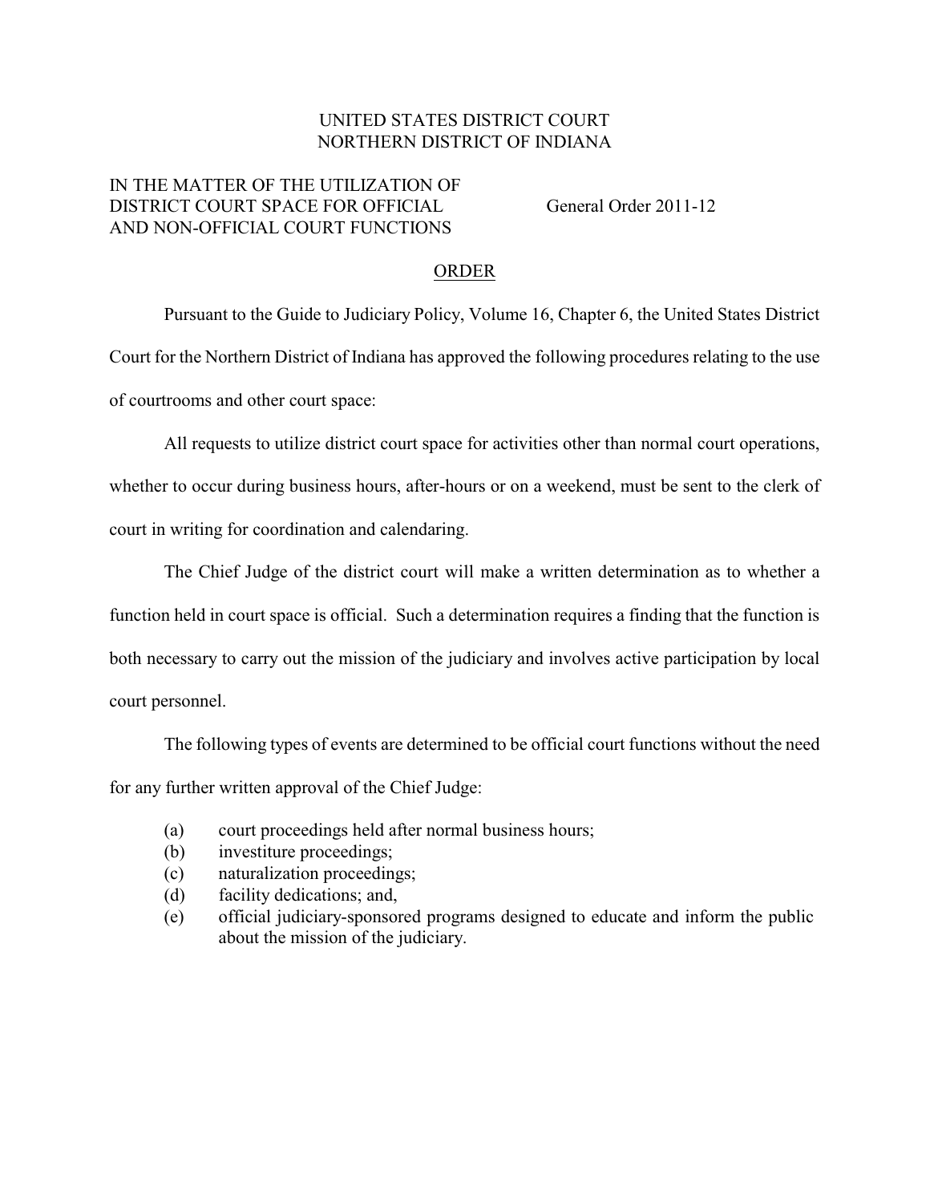UNITED STATES DISTRICT COURT
NORTHERN DISTRICT OF INDIANA

IN THE MATTER OF THE UTILIZATION OF DISTRICT COURT SPACE FOR OFFICIAL AND NON-OFFICIAL COURT FUNCTIONS

General Order 2011-12

## ORDER

Pursuant to the Guide to Judiciary Policy, Volume 16, Chapter 6, the United States District Court for the Northern District of Indiana has approved the following procedures relating to the use of courtrooms and other court space:

All requests to utilize district court space for activities other than normal court operations, whether to occur during business hours, after-hours or on a weekend, must be sent to the clerk of court in writing for coordination and calendaring.

The Chief Judge of the district court will make a written determination as to whether a function held in court space is official. Such a determination requires a finding that the function is both necessary to carry out the mission of the judiciary and involves active participation by local court personnel.

The following types of events are determined to be official court functions without the need for any further written approval of the Chief Judge:

(a) court proceedings held after normal business hours;
(b) investiture proceedings;
(c) naturalization proceedings;
(d) facility dedications; and,
(e) official judiciary-sponsored programs designed to educate and inform the public about the mission of the judiciary.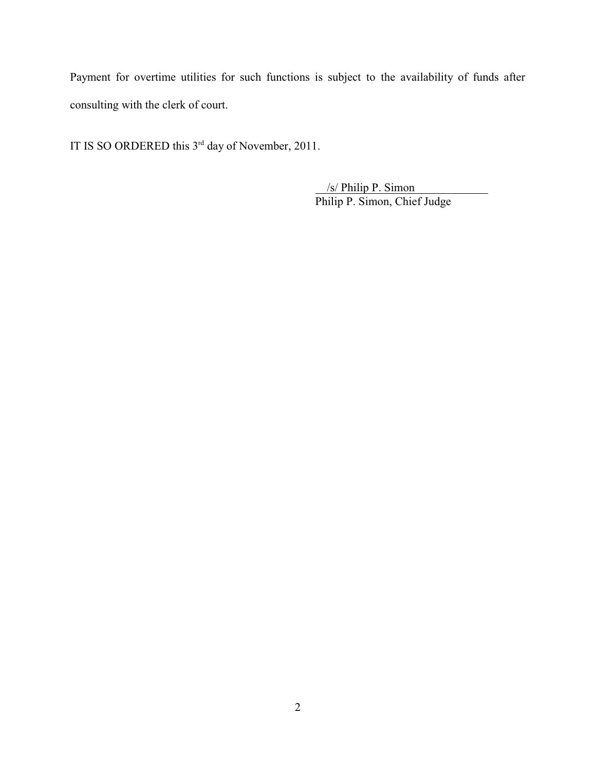Payment for overtime utilities for such functions is subject to the availability of funds after consulting with the clerk of court.

IT IS SO ORDERED this 3rd day of November, 2011.

/s/ Philip P. Simon
Philip P. Simon, Chief Judge